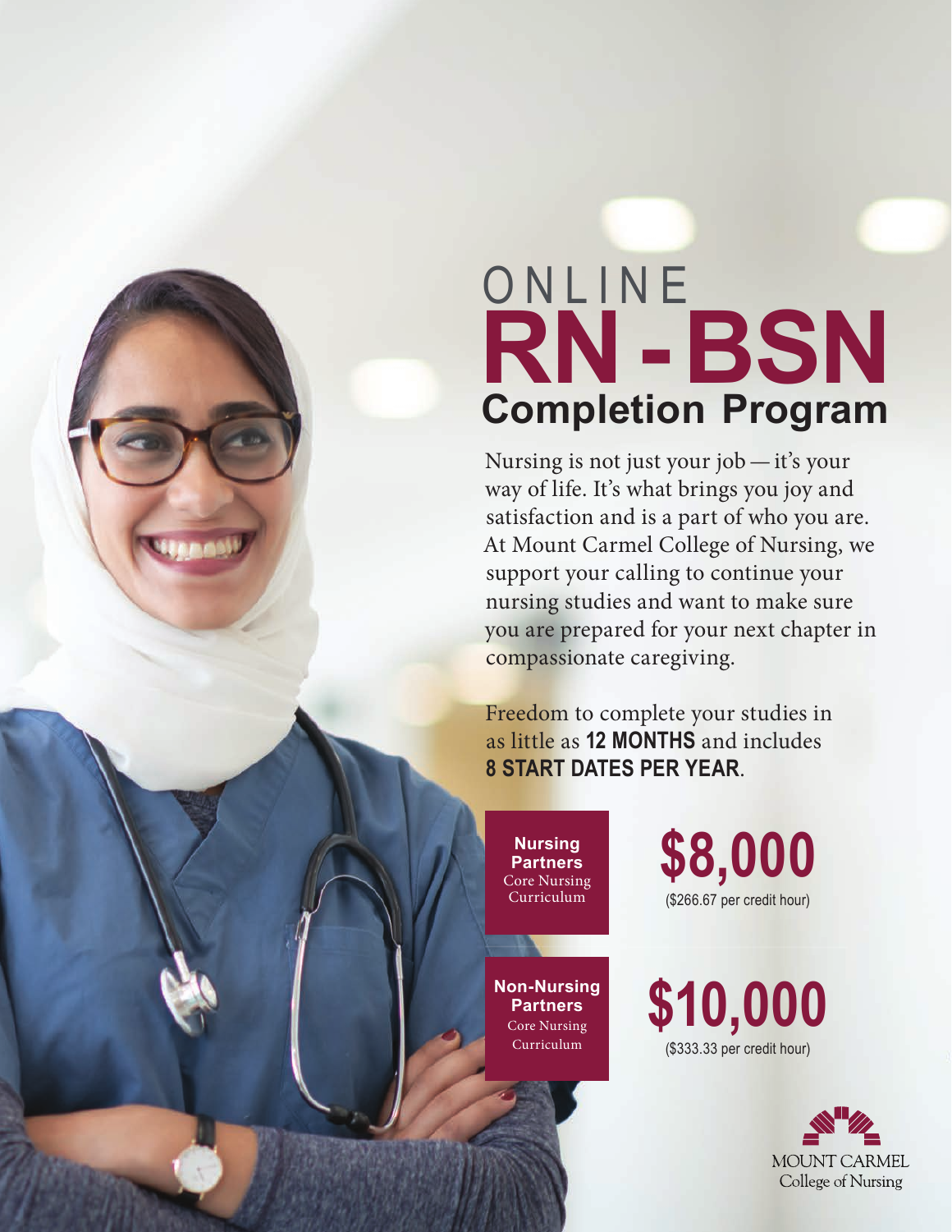# ONLINE RN - BSN Completion Program

Nursing is not just your job — it's your way of life. It's what brings you joy and satisfaction and is a part of who you are. At Mount Carmel College of Nursing, we support your calling to continue your nursing studies and want to make sure you are prepared for your next chapter in compassionate caregiving.

Freedom to complete your studies in as little as **12 MONTHS** and includes **8 START DATES PER YEAR**.

**Nursing Partners**
Core Nursing Curriculum

**$8,000**
($266.67 per credit hour)

**Non-Nursing Partners**
Core Nursing Curriculum

**$10,000**
($333.33 per credit hour)

MOUNT CARMEL
College of Nursing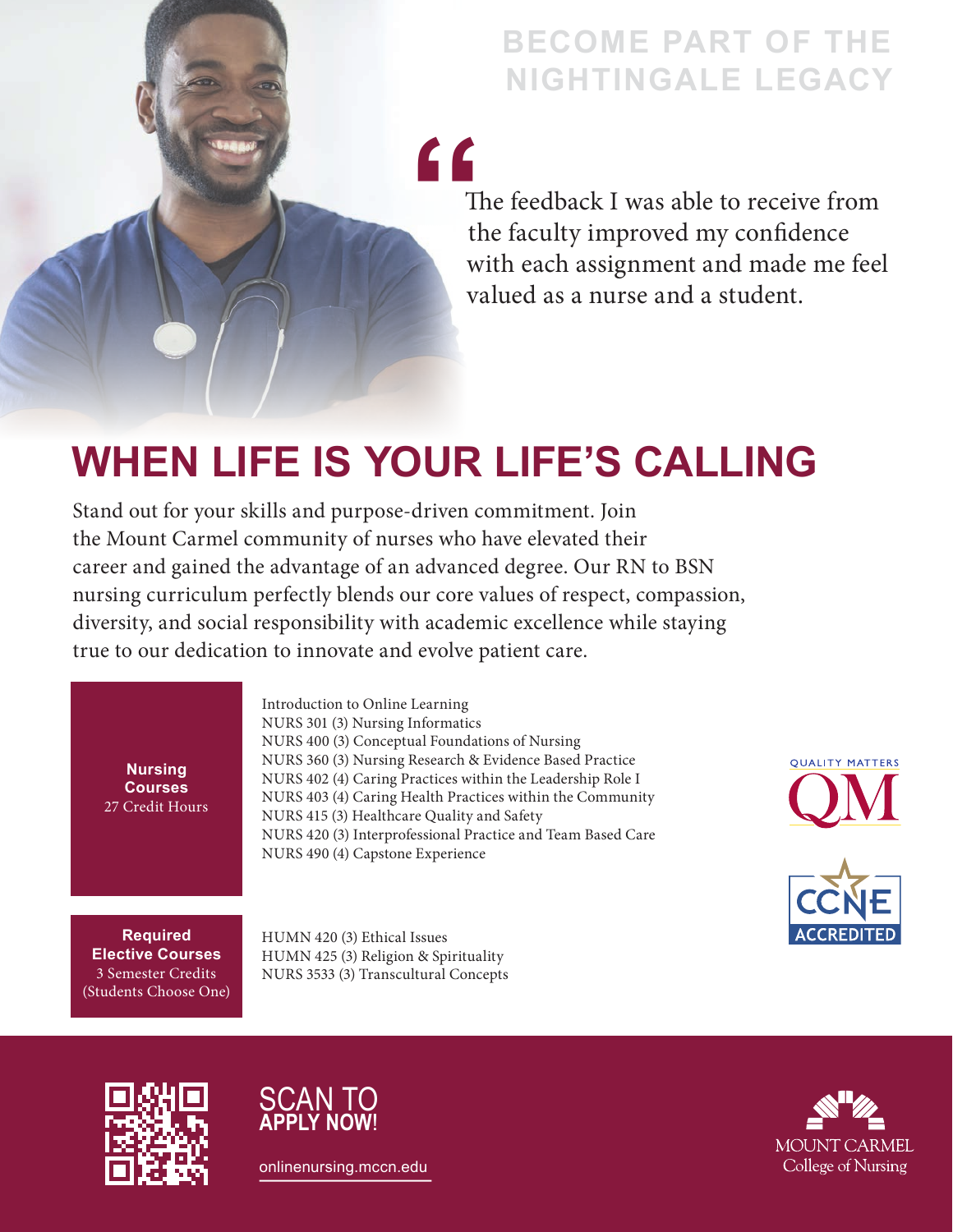## BECOME PART OF THE NIGHTINGALE LEGACY

> "The feedback I was able to receive from the faculty improved my confidence with each assignment and made me feel valued as a nurse and a student.

# WHEN LIFE IS YOUR LIFE'S CALLING

Stand out for your skills and purpose-driven commitment. Join the Mount Carmel community of nurses who have elevated their career and gained the advantage of an advanced degree. Our RN to BSN nursing curriculum perfectly blends our core values of respect, compassion, diversity, and social responsibility with academic excellence while staying true to our dedication to innovate and evolve patient care.

**Nursing Courses**
27 Credit Hours

- Introduction to Online Learning
- NURS 301 (3) Nursing Informatics
- NURS 400 (3) Conceptual Foundations of Nursing
- NURS 360 (3) Nursing Research & Evidence Based Practice
- NURS 402 (4) Caring Practices within the Leadership Role I
- NURS 403 (4) Caring Health Practices within the Community
- NURS 415 (3) Healthcare Quality and Safety
- NURS 420 (3) Interprofessional Practice and Team Based Care
- NURS 490 (4) Capstone Experience

**Required Elective Courses**
3 Semester Credits
(Students Choose One)

- HUMN 420 (3) Ethical Issues
- HUMN 425 (3) Religion & Spirituality
- NURS 3533 (3) Transcultural Concepts

QUALITY MATTERS QM

CCNE ACCREDITED

SCAN TO **APPLY NOW!**

onlinenursing.mccn.edu

MOUNT CARMEL
College of Nursing